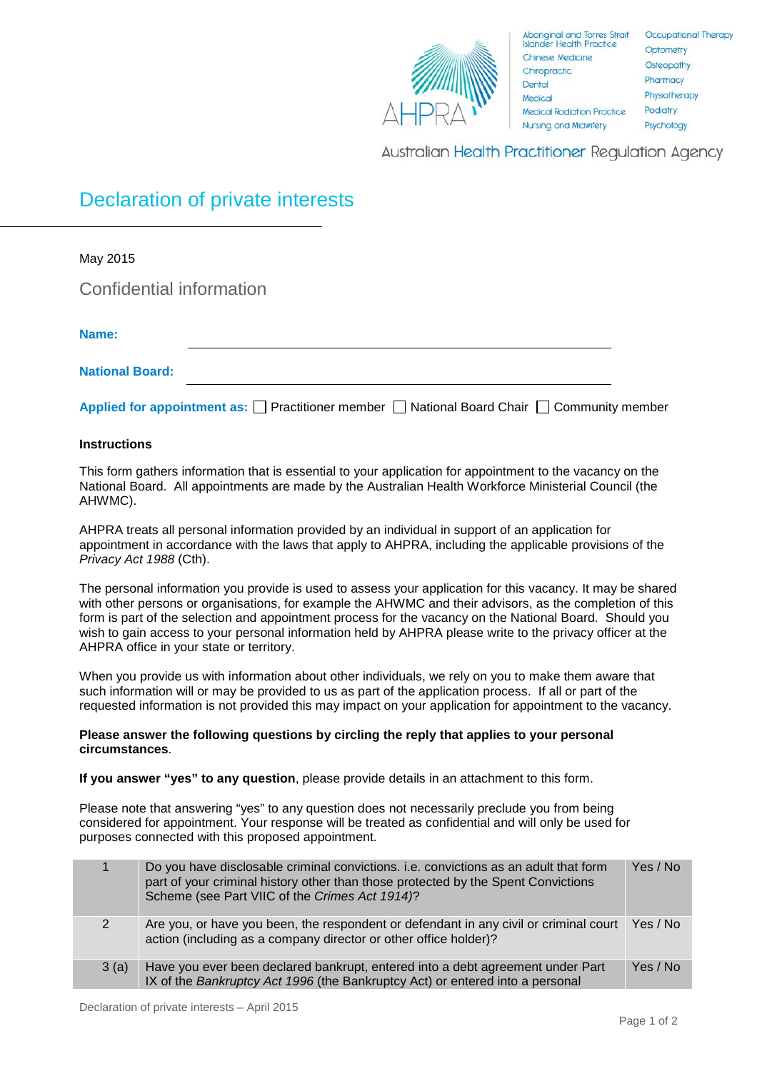Aboriginal and Torres Strait Islander Health Practice
Chinese Medicine
Chiropractic
Dental
Medical
Medical Radiation Practice
Nursing and Midwifery
Occupational Therapy
Optometry
Osteopathy
Pharmacy
Physiotherapy
Podiatry
Psychology

Australian Health Practitioner Regulation Agency

# Declaration of private interests

May 2015

## Confidential information

**Name:** ______________________________

**National Board:** ______________________________

**Applied for appointment as:** ☐ Practitioner member ☐ National Board Chair ☐ Community member

**Instructions**

This form gathers information that is essential to your application for appointment to the vacancy on the National Board. All appointments are made by the Australian Health Workforce Ministerial Council (the AHWMC).

AHPRA treats all personal information provided by an individual in support of an application for appointment in accordance with the laws that apply to AHPRA, including the applicable provisions of the *Privacy Act 1988* (Cth).

The personal information you provide is used to assess your application for this vacancy. It may be shared with other persons or organisations, for example the AHWMC and their advisors, as the completion of this form is part of the selection and appointment process for the vacancy on the National Board. Should you wish to gain access to your personal information held by AHPRA please write to the privacy officer at the AHPRA office in your state or territory.

When you provide us with information about other individuals, we rely on you to make them aware that such information will or may be provided to us as part of the application process. If all or part of the requested information is not provided this may impact on your application for appointment to the vacancy.

**Please answer the following questions by circling the reply that applies to your personal circumstances**.

**If you answer "yes" to any question**, please provide details in an attachment to this form.

Please note that answering "yes" to any question does not necessarily preclude you from being considered for appointment. Your response will be treated as confidential and will only be used for purposes connected with this proposed appointment.

| | | |
|---|---|---|
| 1 | Do you have disclosable criminal convictions. i.e. convictions as an adult that form part of your criminal history other than those protected by the Spent Convictions Scheme (see Part VIIC of the *Crimes Act 1914)*? | Yes / No |
| 2 | Are you, or have you been, the respondent or defendant in any civil or criminal court action (including as a company director or other office holder)? | Yes / No |
| 3 (a) | Have you ever been declared bankrupt, entered into a debt agreement under Part IX of the *Bankruptcy Act 1996* (the Bankruptcy Act) or entered into a personal | Yes / No |

Declaration of private interests – April 2015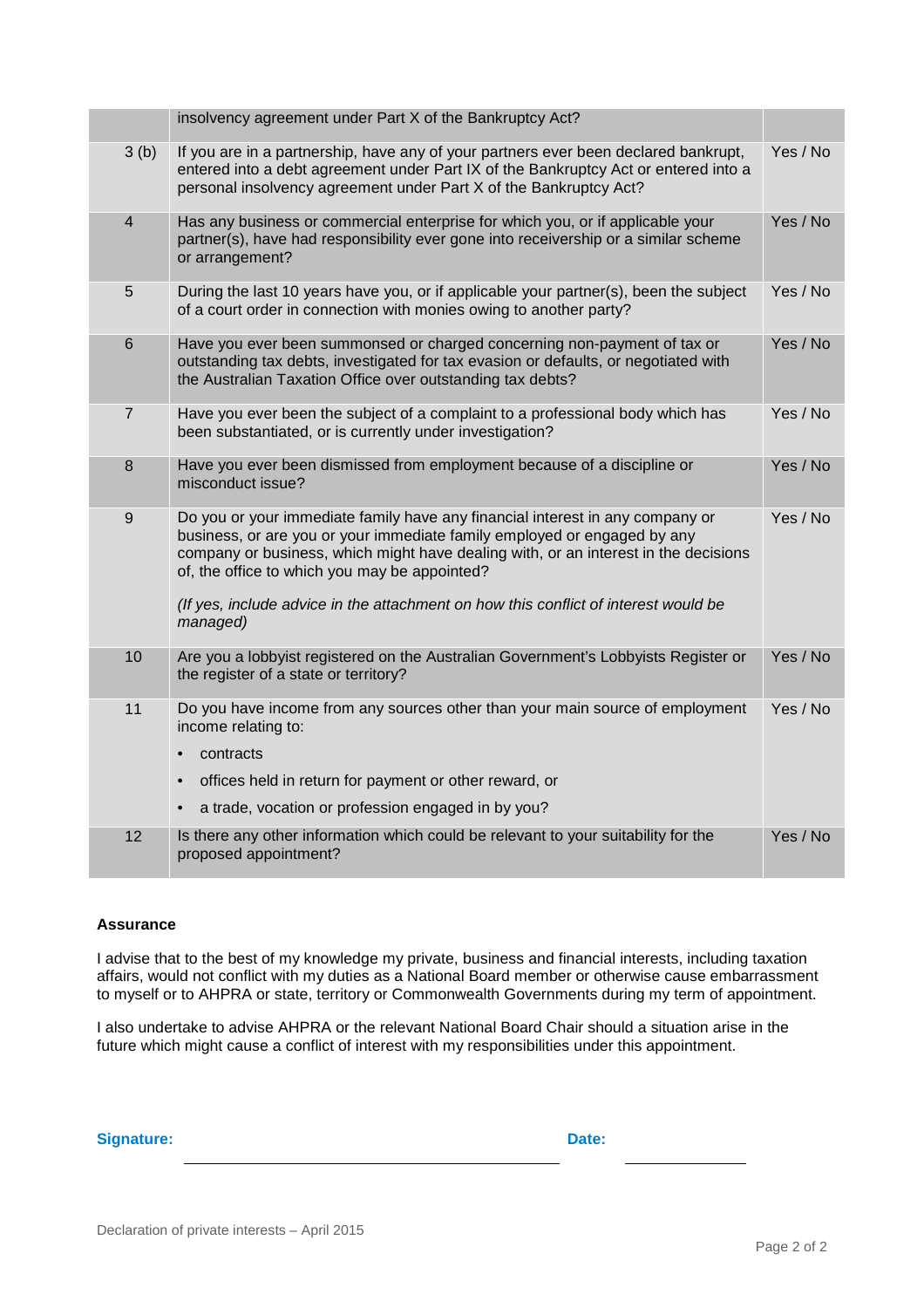| | | |
|---|---|---|
| | insolvency agreement under Part X of the Bankruptcy Act? | |
| 3 (b) | If you are in a partnership, have any of your partners ever been declared bankrupt, entered into a debt agreement under Part IX of the Bankruptcy Act or entered into a personal insolvency agreement under Part X of the Bankruptcy Act? | Yes / No |
| 4 | Has any business or commercial enterprise for which you, or if applicable your partner(s), have had responsibility ever gone into receivership or a similar scheme or arrangement? | Yes / No |
| 5 | During the last 10 years have you, or if applicable your partner(s), been the subject of a court order in connection with monies owing to another party? | Yes / No |
| 6 | Have you ever been summonsed or charged concerning non-payment of tax or outstanding tax debts, investigated for tax evasion or defaults, or negotiated with the Australian Taxation Office over outstanding tax debts? | Yes / No |
| 7 | Have you ever been the subject of a complaint to a professional body which has been substantiated, or is currently under investigation? | Yes / No |
| 8 | Have you ever been dismissed from employment because of a discipline or misconduct issue? | Yes / No |
| 9 | Do you or your immediate family have any financial interest in any company or business, or are you or your immediate family employed or engaged by any company or business, which might have dealing with, or an interest in the decisions of, the office to which you may be appointed?<br><br>*(If yes, include advice in the attachment on how this conflict of interest would be managed)* | Yes / No |
| 10 | Are you a lobbyist registered on the Australian Government's Lobbyists Register or the register of a state or territory? | Yes / No |
| 11 | Do you have income from any sources other than your main source of employment income relating to:<br>• contracts<br>• offices held in return for payment or other reward, or<br>• a trade, vocation or profession engaged in by you? | Yes / No |
| 12 | Is there any other information which could be relevant to your suitability for the proposed appointment? | Yes / No |

**Assurance**

I advise that to the best of my knowledge my private, business and financial interests, including taxation affairs, would not conflict with my duties as a National Board member or otherwise cause embarrassment to myself or to AHPRA or state, territory or Commonwealth Governments during my term of appointment.

I also undertake to advise AHPRA or the relevant National Board Chair should a situation arise in the future which might cause a conflict of interest with my responsibilities under this appointment.

**Signature:** \_\_\_\_\_\_\_\_\_\_\_\_\_\_\_\_\_\_\_\_\_\_\_\_\_\_\_\_ **Date:** \_\_\_\_\_\_\_\_\_\_\_\_

Declaration of private interests – April 2015